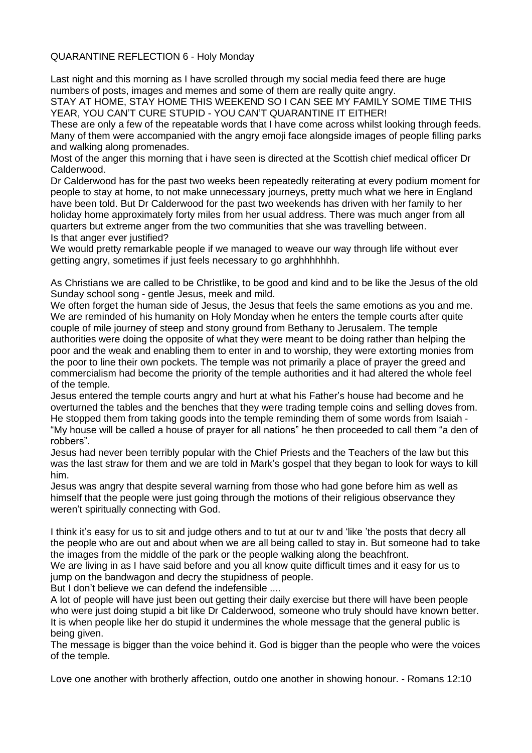QUARANTINE REFLECTION 6 - Holy Monday

Last night and this morning as I have scrolled through my social media feed there are huge numbers of posts, images and memes and some of them are really quite angry.
STAY AT HOME, STAY HOME THIS WEEKEND SO I CAN SEE MY FAMILY SOME TIME THIS YEAR, YOU CAN'T CURE STUPID - YOU CAN'T QUARANTINE IT EITHER!
These are only a few of the repeatable words that I have come across whilst looking through feeds. Many of them were accompanied with the angry emoji face alongside images of people filling parks and walking along promenades.
Most of the anger this morning that i have seen is directed at the Scottish chief medical officer Dr Calderwood.
Dr Calderwood has for the past two weeks been repeatedly reiterating at every podium moment for people to stay at home, to not make unnecessary journeys, pretty much what we here in England have been told. But Dr Calderwood for the past two weekends has driven with her family to her holiday home approximately forty miles from her usual address. There was much anger from all quarters but extreme anger from the two communities that she was travelling between.
Is that anger ever justified?
We would pretty remarkable people if we managed to weave our way through life without ever getting angry, sometimes if just feels necessary to go arghhhhhhh.

As Christians we are called to be Christlike, to be good and kind and to be like the Jesus of the old Sunday school song - gentle Jesus, meek and mild.
We often forget the human side of Jesus, the Jesus that feels the same emotions as you and me. We are reminded of his humanity on Holy Monday when he enters the temple courts after quite couple of mile journey of steep and stony ground from Bethany to Jerusalem. The temple authorities were doing the opposite of what they were meant to be doing rather than helping the poor and the weak and enabling them to enter in and to worship, they were extorting monies from the poor to line their own pockets. The temple was not primarily a place of prayer the greed and commercialism had become the priority of the temple authorities and it had altered the whole feel of the temple.
Jesus entered the temple courts angry and hurt at what his Father's house had become and he overturned the tables and the benches that they were trading temple coins and selling doves from. He stopped them from taking goods into the temple reminding them of some words from Isaiah - "My house will be called a house of prayer for all nations" he then proceeded to call them "a den of robbers".
Jesus had never been terribly popular with the Chief Priests and the Teachers of the law but this was the last straw for them and we are told in Mark's gospel that they began to look for ways to kill him.
Jesus was angry that despite several warning from those who had gone before him as well as himself that the people were just going through the motions of their religious observance they weren't spiritually connecting with God.

I think it's easy for us to sit and judge others and to tut at our tv and 'like 'the posts that decry all the people who are out and about when we are all being called to stay in. But someone had to take the images from the middle of the park or the people walking along the beachfront.
We are living in as I have said before and you all know quite difficult times and it easy for us to jump on the bandwagon and decry the stupidness of people.
But I don't believe we can defend the indefensible ....
A lot of people will have just been out getting their daily exercise but there will have been people who were just doing stupid a bit like Dr Calderwood, someone who truly should have known better. It is when people like her do stupid it undermines the whole message that the general public is being given.
The message is bigger than the voice behind it. God is bigger than the people who were the voices of the temple.

Love one another with brotherly affection, outdo one another in showing honour. - Romans 12:10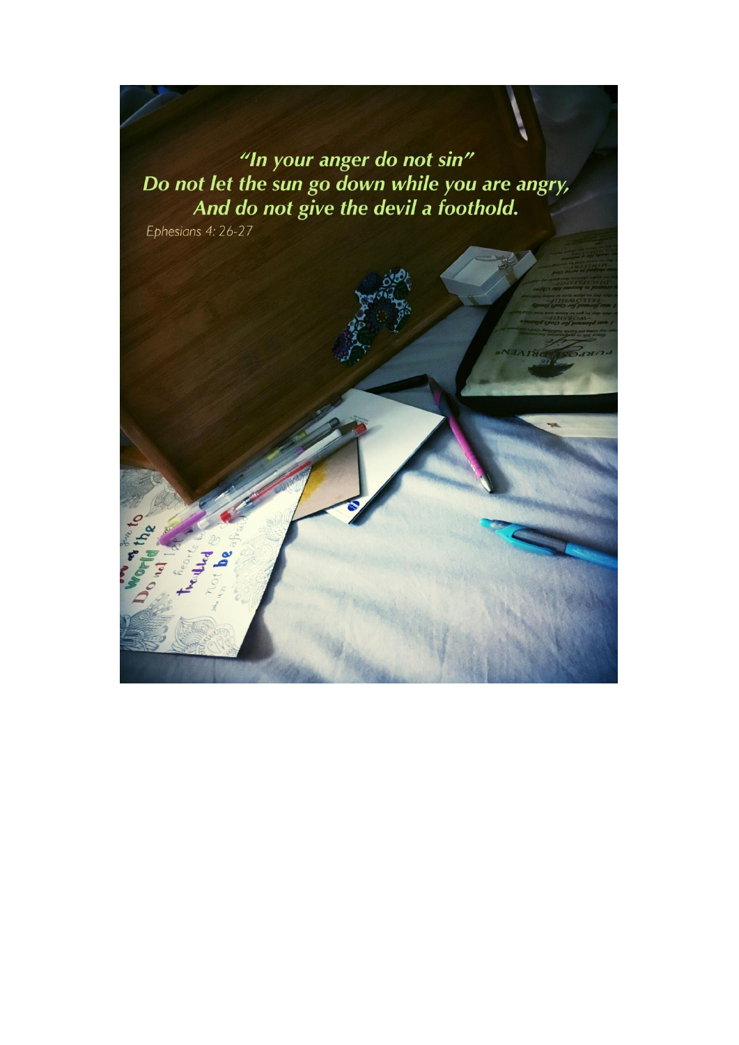*"In your anger do not sin"*
*Do not let the sun go down while you are angry,*
*And do not give the devil a foothold.*

Ephesians 4: 26-27